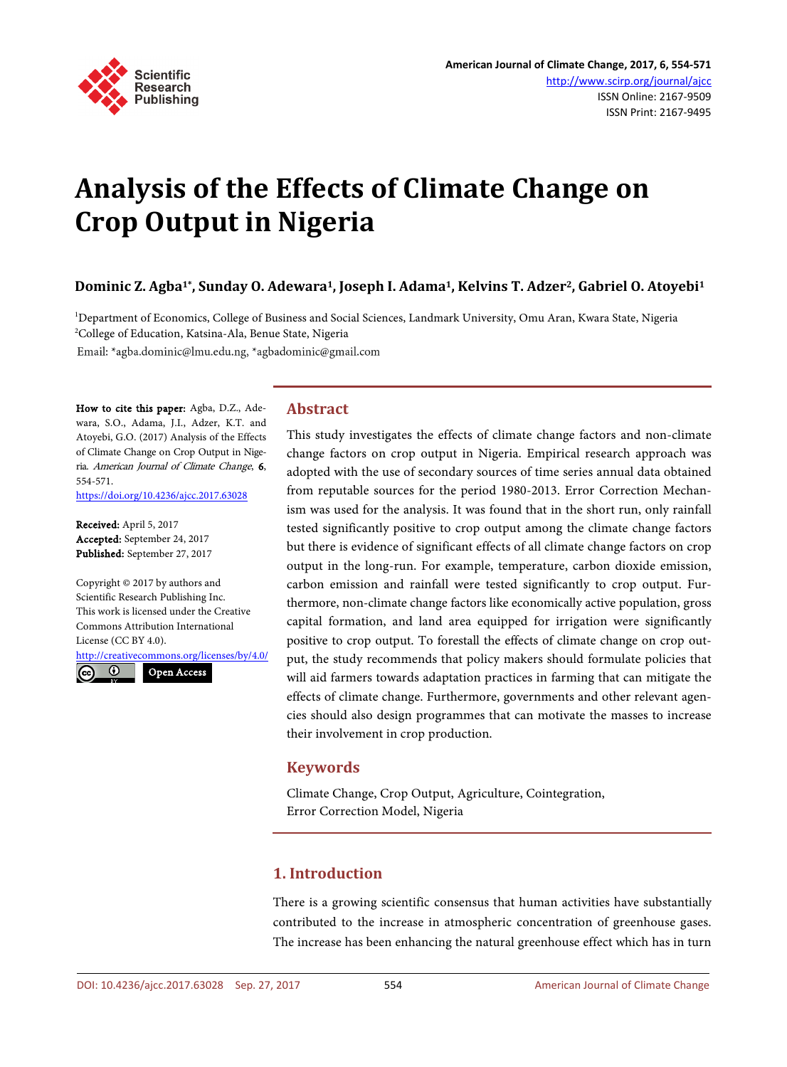# Analysis of the Effects of Climate Change on Crop Output in Nigeria

**Dominic Z. Agba[1*], Sunday O. Adewara[1], Joseph I. Adama[1], Kelvins T. Adzer[2], Gabriel O. Atoyebi[1]**

[1]Department of Economics, College of Business and Social Sciences, Landmark University, Omu Aran, Kwara State, Nigeria
[2]College of Education, Katsina-Ala, Benue State, Nigeria
Email: *agba.dominic@lmu.edu.ng, *agbadominic@gmail.com

**How to cite this paper:** Agba, D.Z., Adewara, S.O., Adama, J.I., Adzer, K.T. and Atoyebi, G.O. (2017) Analysis of the Effects of Climate Change on Crop Output in Nigeria. *American Journal of Climate Change*, **6**, 554-571.
https://doi.org/10.4236/ajcc.2017.63028

**Received:** April 5, 2017
**Accepted:** September 24, 2017
**Published:** September 27, 2017

Copyright © 2017 by authors and Scientific Research Publishing Inc.
This work is licensed under the Creative Commons Attribution International License (CC BY 4.0).
http://creativecommons.org/licenses/by/4.0/
Open Access

## Abstract

This study investigates the effects of climate change factors and non-climate change factors on crop output in Nigeria. Empirical research approach was adopted with the use of secondary sources of time series annual data obtained from reputable sources for the period 1980-2013. Error Correction Mechanism was used for the analysis. It was found that in the short run, only rainfall tested significantly positive to crop output among the climate change factors but there is evidence of significant effects of all climate change factors on crop output in the long-run. For example, temperature, carbon dioxide emission, carbon emission and rainfall were tested significantly to crop output. Furthermore, non-climate change factors like economically active population, gross capital formation, and land area equipped for irrigation were significantly positive to crop output. To forestall the effects of climate change on crop output, the study recommends that policy makers should formulate policies that will aid farmers towards adaptation practices in farming that can mitigate the effects of climate change. Furthermore, governments and other relevant agencies should also design programmes that can motivate the masses to increase their involvement in crop production.

## Keywords

Climate Change, Crop Output, Agriculture, Cointegration, Error Correction Model, Nigeria

## 1. Introduction

There is a growing scientific consensus that human activities have substantially contributed to the increase in atmospheric concentration of greenhouse gases. The increase has been enhancing the natural greenhouse effect which has in turn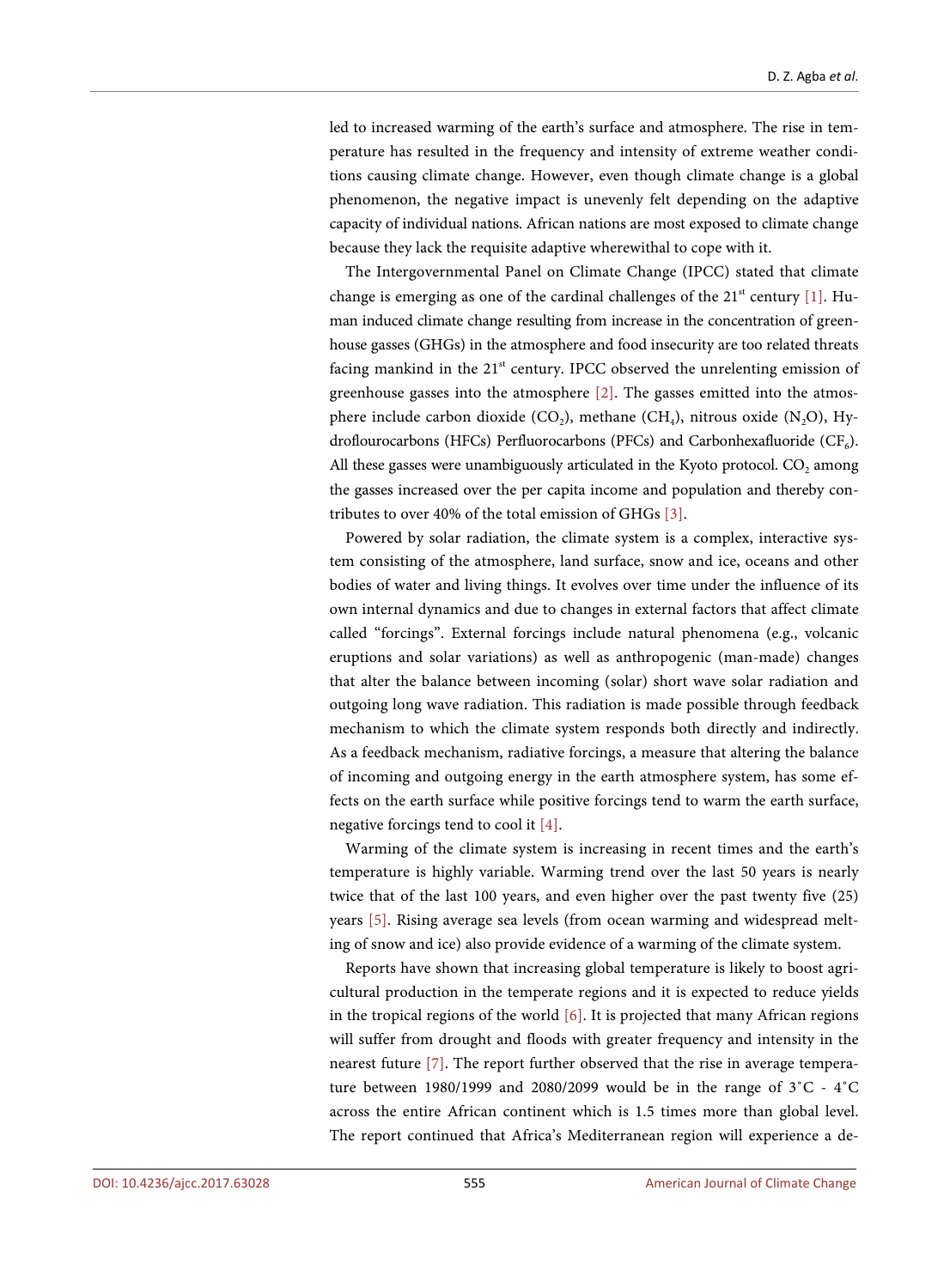led to increased warming of the earth's surface and atmosphere. The rise in temperature has resulted in the frequency and intensity of extreme weather conditions causing climate change. However, even though climate change is a global phenomenon, the negative impact is unevenly felt depending on the adaptive capacity of individual nations. African nations are most exposed to climate change because they lack the requisite adaptive wherewithal to cope with it.

The Intergovernmental Panel on Climate Change (IPCC) stated that climate change is emerging as one of the cardinal challenges of the 21st century [1]. Human induced climate change resulting from increase in the concentration of greenhouse gasses (GHGs) in the atmosphere and food insecurity are too related threats facing mankind in the 21st century. IPCC observed the unrelenting emission of greenhouse gasses into the atmosphere [2]. The gasses emitted into the atmosphere include carbon dioxide ($CO_2$), methane ($CH_4$), nitrous oxide ($N_2O$), Hydroflourocarbons (HFCs) Perfluorocarbons (PFCs) and Carbonhexafluoride ($CF_6$). All these gasses were unambiguously articulated in the Kyoto protocol. $CO_2$ among the gasses increased over the per capita income and population and thereby contributes to over 40% of the total emission of GHGs [3].

Powered by solar radiation, the climate system is a complex, interactive system consisting of the atmosphere, land surface, snow and ice, oceans and other bodies of water and living things. It evolves over time under the influence of its own internal dynamics and due to changes in external factors that affect climate called "forcings". External forcings include natural phenomena (e.g., volcanic eruptions and solar variations) as well as anthropogenic (man-made) changes that alter the balance between incoming (solar) short wave solar radiation and outgoing long wave radiation. This radiation is made possible through feedback mechanism to which the climate system responds both directly and indirectly. As a feedback mechanism, radiative forcings, a measure that altering the balance of incoming and outgoing energy in the earth atmosphere system, has some effects on the earth surface while positive forcings tend to warm the earth surface, negative forcings tend to cool it [4].

Warming of the climate system is increasing in recent times and the earth's temperature is highly variable. Warming trend over the last 50 years is nearly twice that of the last 100 years, and even higher over the past twenty five (25) years [5]. Rising average sea levels (from ocean warming and widespread melting of snow and ice) also provide evidence of a warming of the climate system.

Reports have shown that increasing global temperature is likely to boost agricultural production in the temperate regions and it is expected to reduce yields in the tropical regions of the world [6]. It is projected that many African regions will suffer from drought and floods with greater frequency and intensity in the nearest future [7]. The report further observed that the rise in average temperature between 1980/1999 and 2080/2099 would be in the range of 3˚C - 4˚C across the entire African continent which is 1.5 times more than global level. The report continued that Africa's Mediterranean region will experience a de-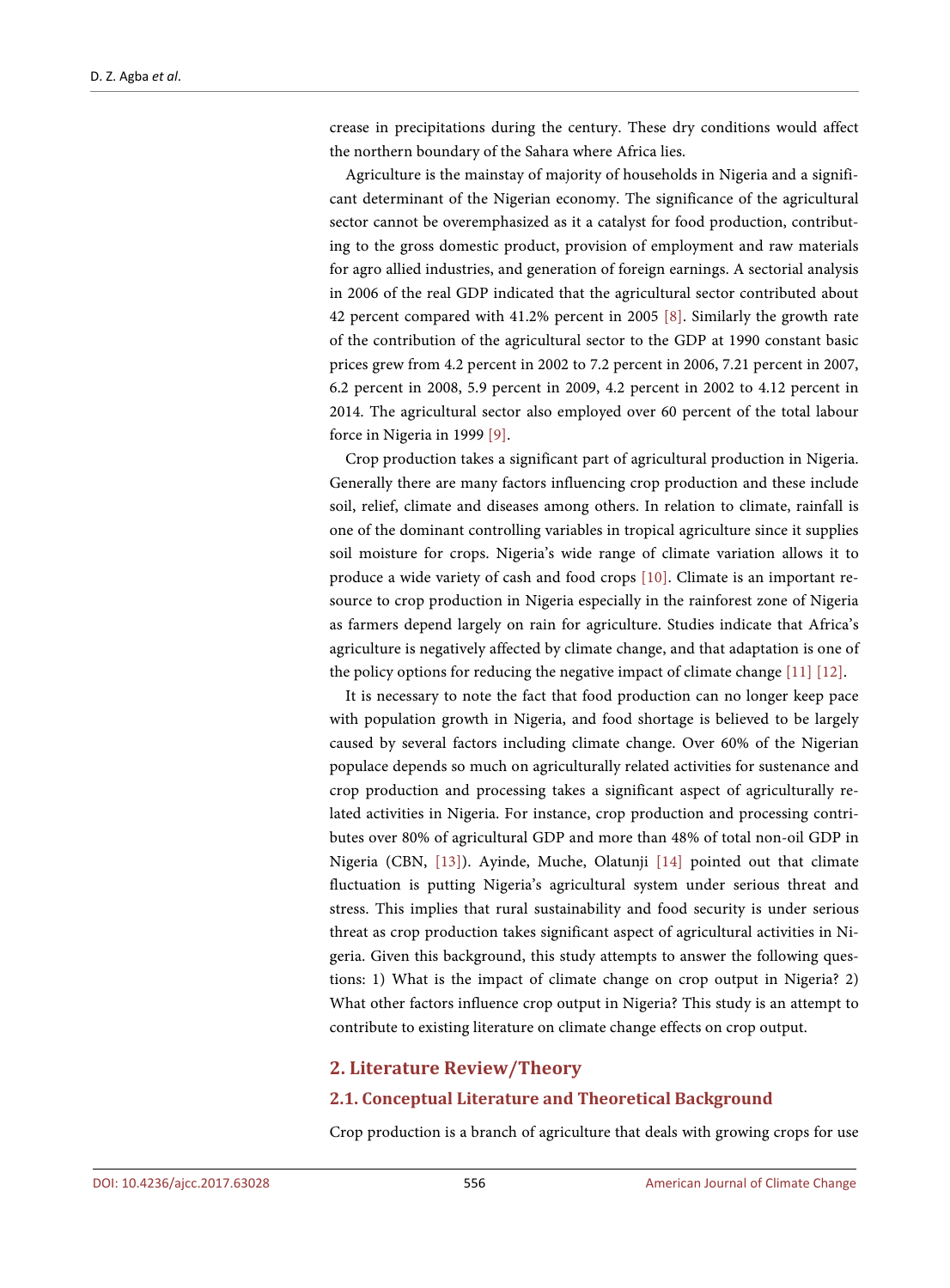crease in precipitations during the century. These dry conditions would affect the northern boundary of the Sahara where Africa lies.

Agriculture is the mainstay of majority of households in Nigeria and a significant determinant of the Nigerian economy. The significance of the agricultural sector cannot be overemphasized as it a catalyst for food production, contributing to the gross domestic product, provision of employment and raw materials for agro allied industries, and generation of foreign earnings. A sectorial analysis in 2006 of the real GDP indicated that the agricultural sector contributed about 42 percent compared with 41.2% percent in 2005 [8]. Similarly the growth rate of the contribution of the agricultural sector to the GDP at 1990 constant basic prices grew from 4.2 percent in 2002 to 7.2 percent in 2006, 7.21 percent in 2007, 6.2 percent in 2008, 5.9 percent in 2009, 4.2 percent in 2002 to 4.12 percent in 2014. The agricultural sector also employed over 60 percent of the total labour force in Nigeria in 1999 [9].

Crop production takes a significant part of agricultural production in Nigeria. Generally there are many factors influencing crop production and these include soil, relief, climate and diseases among others. In relation to climate, rainfall is one of the dominant controlling variables in tropical agriculture since it supplies soil moisture for crops. Nigeria's wide range of climate variation allows it to produce a wide variety of cash and food crops [10]. Climate is an important resource to crop production in Nigeria especially in the rainforest zone of Nigeria as farmers depend largely on rain for agriculture. Studies indicate that Africa's agriculture is negatively affected by climate change, and that adaptation is one of the policy options for reducing the negative impact of climate change [11] [12].

It is necessary to note the fact that food production can no longer keep pace with population growth in Nigeria, and food shortage is believed to be largely caused by several factors including climate change. Over 60% of the Nigerian populace depends so much on agriculturally related activities for sustenance and crop production and processing takes a significant aspect of agriculturally related activities in Nigeria. For instance, crop production and processing contributes over 80% of agricultural GDP and more than 48% of total non-oil GDP in Nigeria (CBN, [13]). Ayinde, Muche, Olatunji [14] pointed out that climate fluctuation is putting Nigeria's agricultural system under serious threat and stress. This implies that rural sustainability and food security is under serious threat as crop production takes significant aspect of agricultural activities in Nigeria. Given this background, this study attempts to answer the following questions: 1) What is the impact of climate change on crop output in Nigeria? 2) What other factors influence crop output in Nigeria? This study is an attempt to contribute to existing literature on climate change effects on crop output.

## 2. Literature Review/Theory

### 2.1. Conceptual Literature and Theoretical Background

Crop production is a branch of agriculture that deals with growing crops for use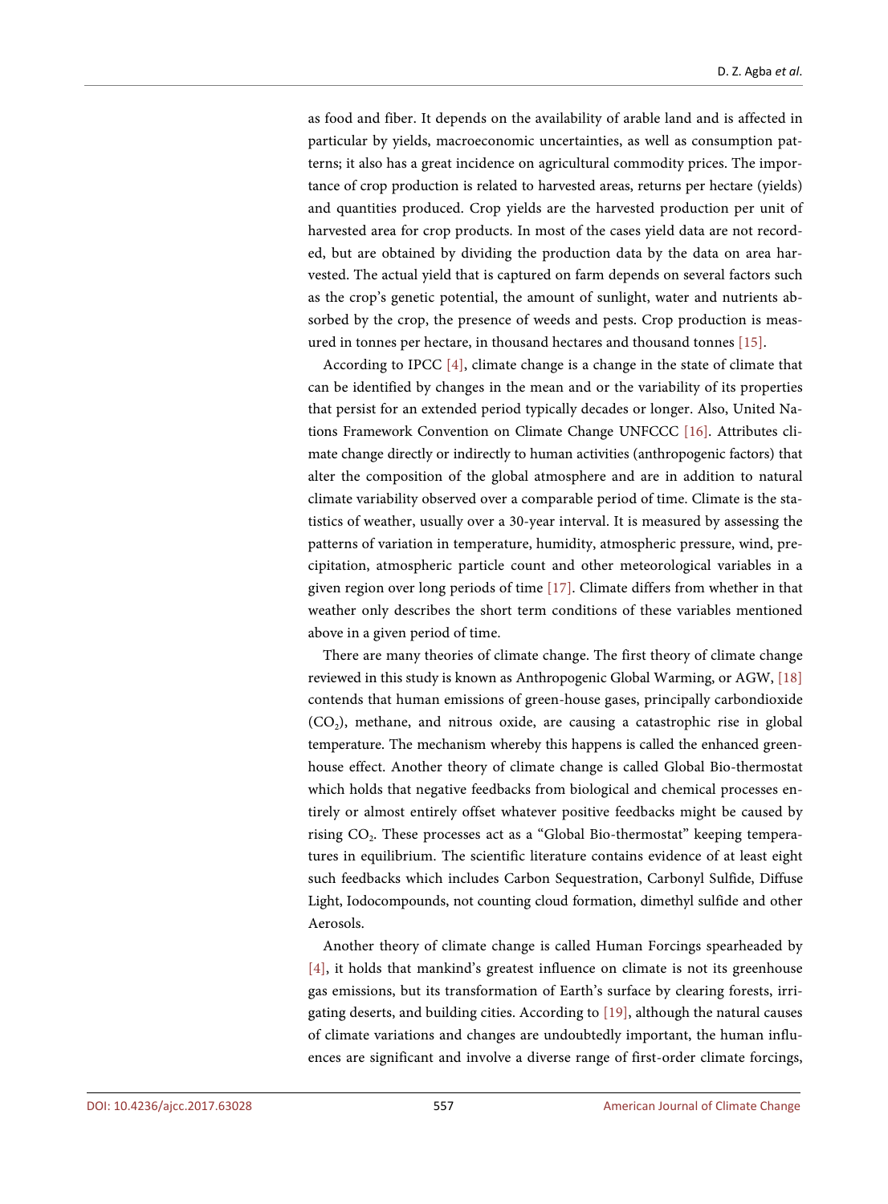as food and fiber. It depends on the availability of arable land and is affected in particular by yields, macroeconomic uncertainties, as well as consumption patterns; it also has a great incidence on agricultural commodity prices. The importance of crop production is related to harvested areas, returns per hectare (yields) and quantities produced. Crop yields are the harvested production per unit of harvested area for crop products. In most of the cases yield data are not recorded, but are obtained by dividing the production data by the data on area harvested. The actual yield that is captured on farm depends on several factors such as the crop's genetic potential, the amount of sunlight, water and nutrients absorbed by the crop, the presence of weeds and pests. Crop production is measured in tonnes per hectare, in thousand hectares and thousand tonnes [15].

According to IPCC [4], climate change is a change in the state of climate that can be identified by changes in the mean and or the variability of its properties that persist for an extended period typically decades or longer. Also, United Nations Framework Convention on Climate Change UNFCCC [16]. Attributes climate change directly or indirectly to human activities (anthropogenic factors) that alter the composition of the global atmosphere and are in addition to natural climate variability observed over a comparable period of time. Climate is the statistics of weather, usually over a 30-year interval. It is measured by assessing the patterns of variation in temperature, humidity, atmospheric pressure, wind, precipitation, atmospheric particle count and other meteorological variables in a given region over long periods of time [17]. Climate differs from whether in that weather only describes the short term conditions of these variables mentioned above in a given period of time.

There are many theories of climate change. The first theory of climate change reviewed in this study is known as Anthropogenic Global Warming, or AGW, [18] contends that human emissions of green-house gases, principally carbondioxide ($CO_2$), methane, and nitrous oxide, are causing a catastrophic rise in global temperature. The mechanism whereby this happens is called the enhanced greenhouse effect. Another theory of climate change is called Global Bio-thermostat which holds that negative feedbacks from biological and chemical processes entirely or almost entirely offset whatever positive feedbacks might be caused by rising $CO_2$. These processes act as a "Global Bio-thermostat" keeping temperatures in equilibrium. The scientific literature contains evidence of at least eight such feedbacks which includes Carbon Sequestration, Carbonyl Sulfide, Diffuse Light, Iodocompounds, not counting cloud formation, dimethyl sulfide and other Aerosols.

Another theory of climate change is called Human Forcings spearheaded by [4], it holds that mankind's greatest influence on climate is not its greenhouse gas emissions, but its transformation of Earth's surface by clearing forests, irrigating deserts, and building cities. According to [19], although the natural causes of climate variations and changes are undoubtedly important, the human influences are significant and involve a diverse range of first-order climate forcings,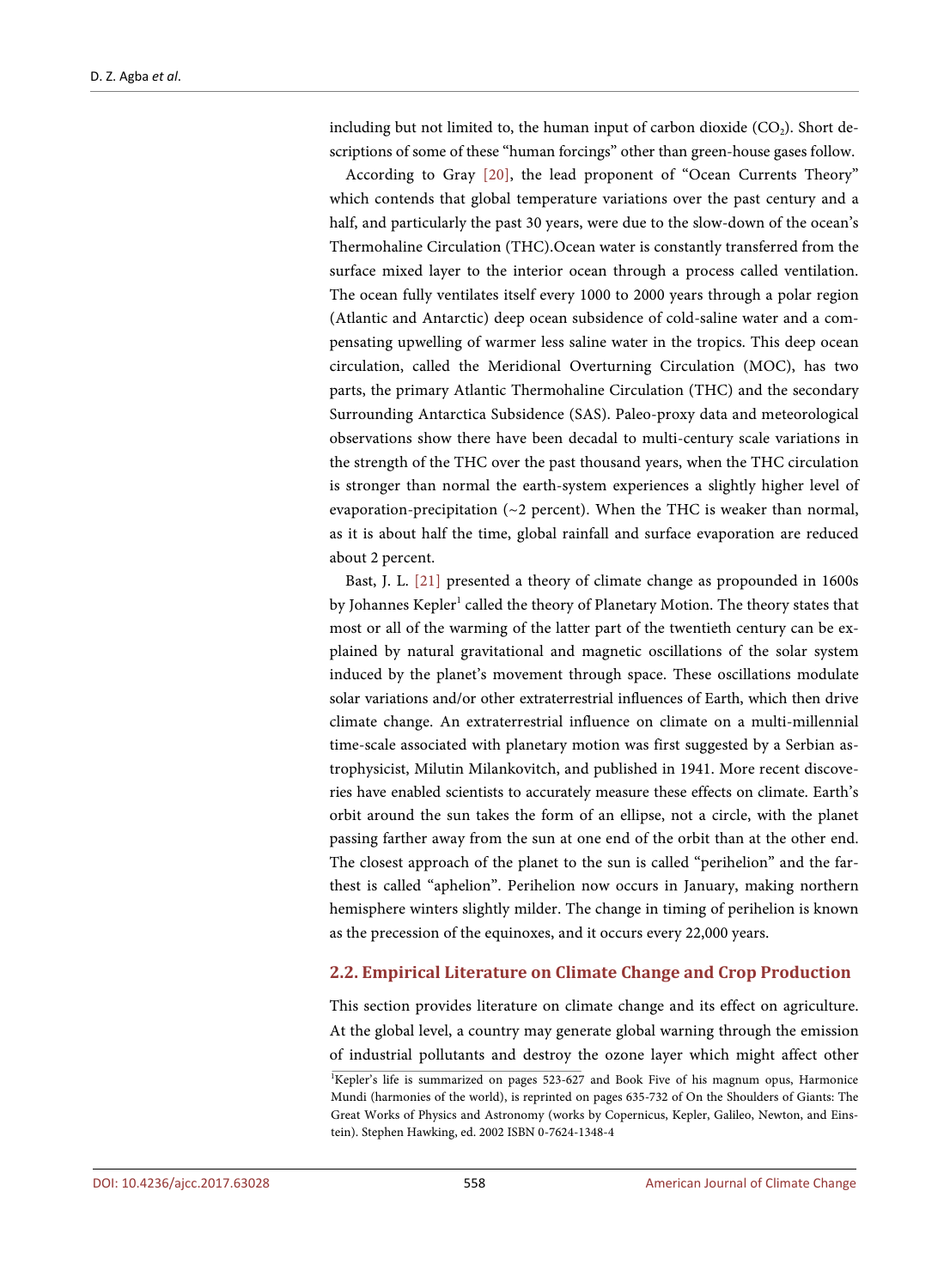including but not limited to, the human input of carbon dioxide ($CO_2$). Short descriptions of some of these "human forcings" other than green-house gases follow.

According to Gray [20], the lead proponent of "Ocean Currents Theory" which contends that global temperature variations over the past century and a half, and particularly the past 30 years, were due to the slow-down of the ocean's Thermohaline Circulation (THC).Ocean water is constantly transferred from the surface mixed layer to the interior ocean through a process called ventilation. The ocean fully ventilates itself every 1000 to 2000 years through a polar region (Atlantic and Antarctic) deep ocean subsidence of cold-saline water and a compensating upwelling of warmer less saline water in the tropics. This deep ocean circulation, called the Meridional Overturning Circulation (MOC), has two parts, the primary Atlantic Thermohaline Circulation (THC) and the secondary Surrounding Antarctica Subsidence (SAS). Paleo-proxy data and meteorological observations show there have been decadal to multi-century scale variations in the strength of the THC over the past thousand years, when the THC circulation is stronger than normal the earth-system experiences a slightly higher level of evaporation-precipitation (~2 percent). When the THC is weaker than normal, as it is about half the time, global rainfall and surface evaporation are reduced about 2 percent.

Bast, J. L. [21] presented a theory of climate change as propounded in 1600s by Johannes Kepler[1] called the theory of Planetary Motion. The theory states that most or all of the warming of the latter part of the twentieth century can be explained by natural gravitational and magnetic oscillations of the solar system induced by the planet's movement through space. These oscillations modulate solar variations and/or other extraterrestrial influences of Earth, which then drive climate change. An extraterrestrial influence on climate on a multi-millennial time-scale associated with planetary motion was first suggested by a Serbian astrophysicist, Milutin Milankovitch, and published in 1941. More recent discoveries have enabled scientists to accurately measure these effects on climate. Earth's orbit around the sun takes the form of an ellipse, not a circle, with the planet passing farther away from the sun at one end of the orbit than at the other end. The closest approach of the planet to the sun is called "perihelion" and the farthest is called "aphelion". Perihelion now occurs in January, making northern hemisphere winters slightly milder. The change in timing of perihelion is known as the precession of the equinoxes, and it occurs every 22,000 years.

## 2.2. Empirical Literature on Climate Change and Crop Production

This section provides literature on climate change and its effect on agriculture. At the global level, a country may generate global warning through the emission of industrial pollutants and destroy the ozone layer which might affect other

[1]Kepler's life is summarized on pages 523-627 and Book Five of his magnum opus, Harmonice Mundi (harmonies of the world), is reprinted on pages 635-732 of On the Shoulders of Giants: The Great Works of Physics and Astronomy (works by Copernicus, Kepler, Galileo, Newton, and Einstein). Stephen Hawking, ed. 2002 ISBN 0-7624-1348-4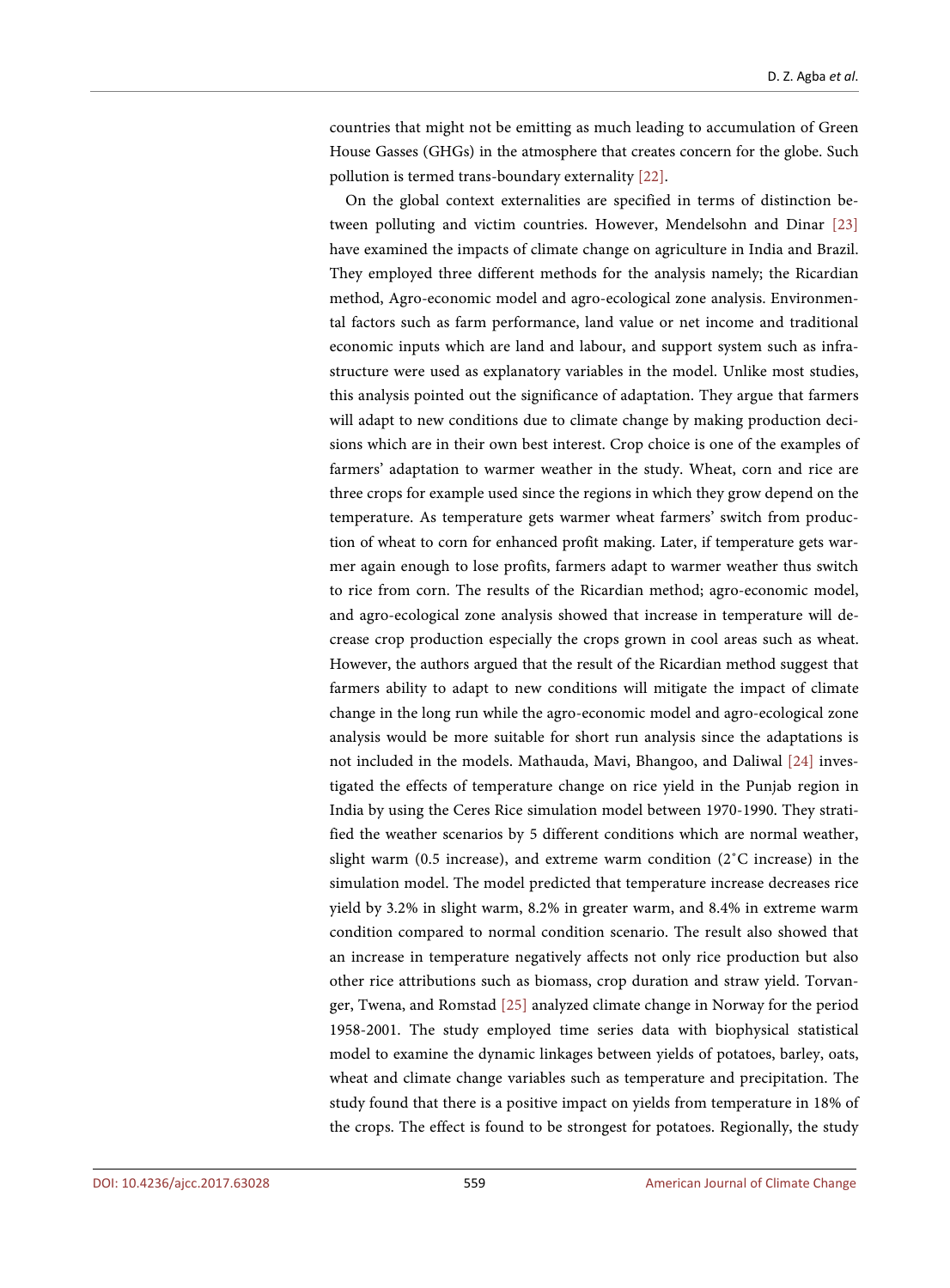countries that might not be emitting as much leading to accumulation of Green House Gasses (GHGs) in the atmosphere that creates concern for the globe. Such pollution is termed trans-boundary externality [22].

On the global context externalities are specified in terms of distinction between polluting and victim countries. However, Mendelsohn and Dinar [23] have examined the impacts of climate change on agriculture in India and Brazil. They employed three different methods for the analysis namely; the Ricardian method, Agro-economic model and agro-ecological zone analysis. Environmental factors such as farm performance, land value or net income and traditional economic inputs which are land and labour, and support system such as infrastructure were used as explanatory variables in the model. Unlike most studies, this analysis pointed out the significance of adaptation. They argue that farmers will adapt to new conditions due to climate change by making production decisions which are in their own best interest. Crop choice is one of the examples of farmers' adaptation to warmer weather in the study. Wheat, corn and rice are three crops for example used since the regions in which they grow depend on the temperature. As temperature gets warmer wheat farmers' switch from production of wheat to corn for enhanced profit making. Later, if temperature gets warmer again enough to lose profits, farmers adapt to warmer weather thus switch to rice from corn. The results of the Ricardian method; agro-economic model, and agro-ecological zone analysis showed that increase in temperature will decrease crop production especially the crops grown in cool areas such as wheat. However, the authors argued that the result of the Ricardian method suggest that farmers ability to adapt to new conditions will mitigate the impact of climate change in the long run while the agro-economic model and agro-ecological zone analysis would be more suitable for short run analysis since the adaptations is not included in the models. Mathauda, Mavi, Bhangoo, and Daliwal [24] investigated the effects of temperature change on rice yield in the Punjab region in India by using the Ceres Rice simulation model between 1970-1990. They stratified the weather scenarios by 5 different conditions which are normal weather, slight warm (0.5 increase), and extreme warm condition (2˚C increase) in the simulation model. The model predicted that temperature increase decreases rice yield by 3.2% in slight warm, 8.2% in greater warm, and 8.4% in extreme warm condition compared to normal condition scenario. The result also showed that an increase in temperature negatively affects not only rice production but also other rice attributions such as biomass, crop duration and straw yield. Torvanger, Twena, and Romstad [25] analyzed climate change in Norway for the period 1958-2001. The study employed time series data with biophysical statistical model to examine the dynamic linkages between yields of potatoes, barley, oats, wheat and climate change variables such as temperature and precipitation. The study found that there is a positive impact on yields from temperature in 18% of the crops. The effect is found to be strongest for potatoes. Regionally, the study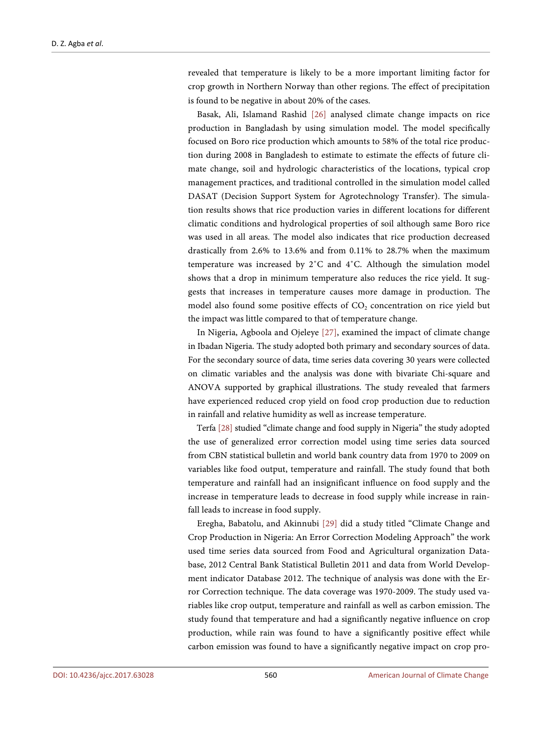revealed that temperature is likely to be a more important limiting factor for crop growth in Northern Norway than other regions. The effect of precipitation is found to be negative in about 20% of the cases.

Basak, Ali, Islamand Rashid [26] analysed climate change impacts on rice production in Bangladash by using simulation model. The model specifically focused on Boro rice production which amounts to 58% of the total rice production during 2008 in Bangladesh to estimate to estimate the effects of future climate change, soil and hydrologic characteristics of the locations, typical crop management practices, and traditional controlled in the simulation model called DASAT (Decision Support System for Agrotechnology Transfer). The simulation results shows that rice production varies in different locations for different climatic conditions and hydrological properties of soil although same Boro rice was used in all areas. The model also indicates that rice production decreased drastically from 2.6% to 13.6% and from 0.11% to 28.7% when the maximum temperature was increased by 2˚C and 4˚C. Although the simulation model shows that a drop in minimum temperature also reduces the rice yield. It suggests that increases in temperature causes more damage in production. The model also found some positive effects of $CO_2$ concentration on rice yield but the impact was little compared to that of temperature change.

In Nigeria, Agboola and Ojeleye [27], examined the impact of climate change in Ibadan Nigeria. The study adopted both primary and secondary sources of data. For the secondary source of data, time series data covering 30 years were collected on climatic variables and the analysis was done with bivariate Chi-square and ANOVA supported by graphical illustrations. The study revealed that farmers have experienced reduced crop yield on food crop production due to reduction in rainfall and relative humidity as well as increase temperature.

Terfa [28] studied "climate change and food supply in Nigeria" the study adopted the use of generalized error correction model using time series data sourced from CBN statistical bulletin and world bank country data from 1970 to 2009 on variables like food output, temperature and rainfall. The study found that both temperature and rainfall had an insignificant influence on food supply and the increase in temperature leads to decrease in food supply while increase in rainfall leads to increase in food supply.

Eregha, Babatolu, and Akinnubi [29] did a study titled "Climate Change and Crop Production in Nigeria: An Error Correction Modeling Approach" the work used time series data sourced from Food and Agricultural organization Database, 2012 Central Bank Statistical Bulletin 2011 and data from World Development indicator Database 2012. The technique of analysis was done with the Error Correction technique. The data coverage was 1970-2009. The study used variables like crop output, temperature and rainfall as well as carbon emission. The study found that temperature and had a significantly negative influence on crop production, while rain was found to have a significantly positive effect while carbon emission was found to have a significantly negative impact on crop pro-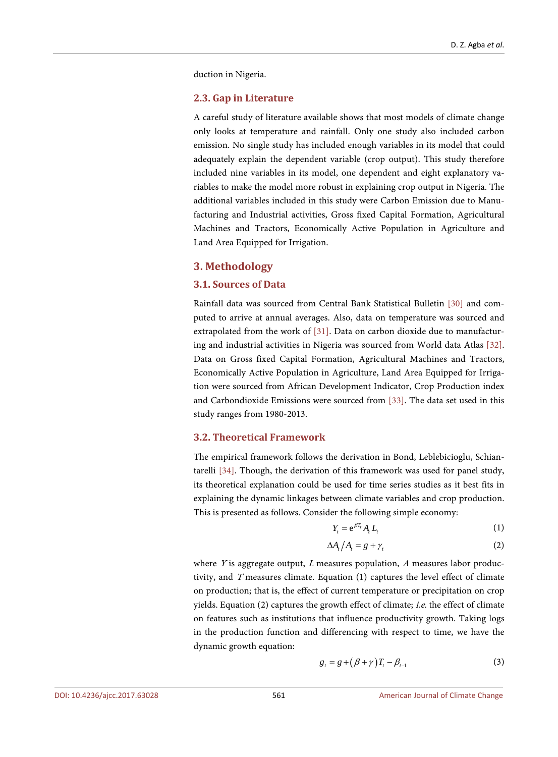duction in Nigeria.

### 2.3. Gap in Literature

A careful study of literature available shows that most models of climate change only looks at temperature and rainfall. Only one study also included carbon emission. No single study has included enough variables in its model that could adequately explain the dependent variable (crop output). This study therefore included nine variables in its model, one dependent and eight explanatory variables to make the model more robust in explaining crop output in Nigeria. The additional variables included in this study were Carbon Emission due to Manufacturing and Industrial activities, Gross fixed Capital Formation, Agricultural Machines and Tractors, Economically Active Population in Agriculture and Land Area Equipped for Irrigation.

## 3. Methodology

### 3.1. Sources of Data

Rainfall data was sourced from Central Bank Statistical Bulletin [30] and computed to arrive at annual averages. Also, data on temperature was sourced and extrapolated from the work of [31]. Data on carbon dioxide due to manufacturing and industrial activities in Nigeria was sourced from World data Atlas [32]. Data on Gross fixed Capital Formation, Agricultural Machines and Tractors, Economically Active Population in Agriculture, Land Area Equipped for Irrigation were sourced from African Development Indicator, Crop Production index and Carbondioxide Emissions were sourced from [33]. The data set used in this study ranges from 1980-2013.

### 3.2. Theoretical Framework

The empirical framework follows the derivation in Bond, Leblebicioglu, Schiantarelli [34]. Though, the derivation of this framework was used for panel study, its theoretical explanation could be used for time series studies as it best fits in explaining the dynamic linkages between climate variables and crop production. This is presented as follows. Consider the following simple economy:

$$Y_t = e^{\beta T_t} A_t L_t \tag{1}$$

$$\Delta A_t / A_t = g + \gamma_t \tag{2}$$

where $Y$ is aggregate output, $L$ measures population, $A$ measures labor productivity, and $T$ measures climate. Equation (1) captures the level effect of climate on production; that is, the effect of current temperature or precipitation on crop yields. Equation (2) captures the growth effect of climate; *i.e.* the effect of climate on features such as institutions that influence productivity growth. Taking logs in the production function and differencing with respect to time, we have the dynamic growth equation:

$$g_t = g + (\beta + \gamma) T_t - \beta_{t-1} \tag{3}$$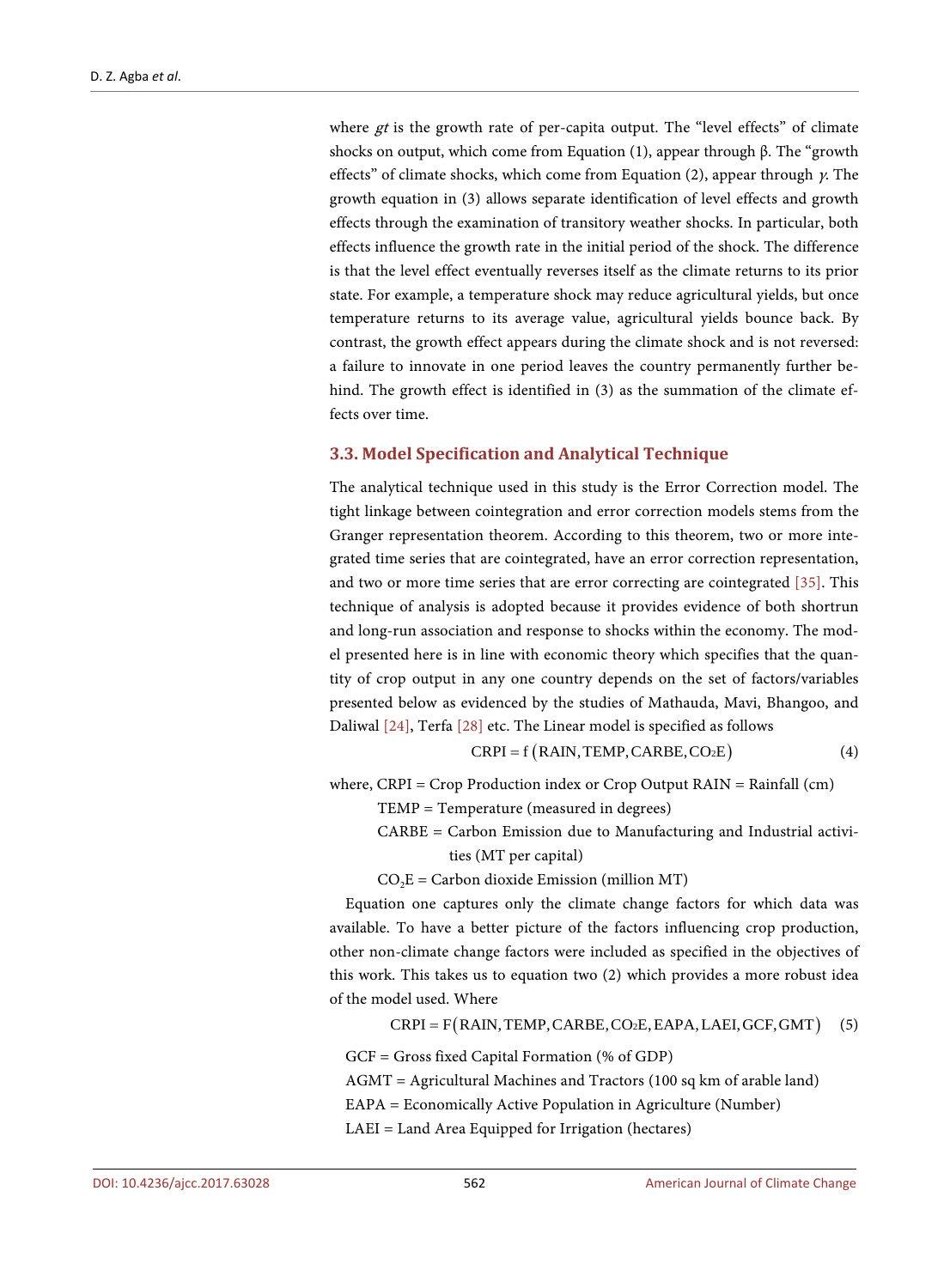where $gt$ is the growth rate of per-capita output. The "level effects" of climate shocks on output, which come from Equation (1), appear through β. The "growth effects" of climate shocks, which come from Equation (2), appear through $\gamma$. The growth equation in (3) allows separate identification of level effects and growth effects through the examination of transitory weather shocks. In particular, both effects influence the growth rate in the initial period of the shock. The difference is that the level effect eventually reverses itself as the climate returns to its prior state. For example, a temperature shock may reduce agricultural yields, but once temperature returns to its average value, agricultural yields bounce back. By contrast, the growth effect appears during the climate shock and is not reversed: a failure to innovate in one period leaves the country permanently further behind. The growth effect is identified in (3) as the summation of the climate effects over time.

### 3.3. Model Specification and Analytical Technique

The analytical technique used in this study is the Error Correction model. The tight linkage between cointegration and error correction models stems from the Granger representation theorem. According to this theorem, two or more integrated time series that are cointegrated, have an error correction representation, and two or more time series that are error correcting are cointegrated [35]. This technique of analysis is adopted because it provides evidence of both shortrun and long-run association and response to shocks within the economy. The model presented here is in line with economic theory which specifies that the quantity of crop output in any one country depends on the set of factors/variables presented below as evidenced by the studies of Mathauda, Mavi, Bhangoo, and Daliwal [24], Terfa [28] etc. The Linear model is specified as follows

$$\text{CRPI} = f\left(\text{RAIN}, \text{TEMP}, \text{CARBE}, \text{CO}_2\text{E}\right) \tag{4}$$

where, CRPI = Crop Production index or Crop Output RAIN = Rainfall (cm)

TEMP = Temperature (measured in degrees)

CARBE = Carbon Emission due to Manufacturing and Industrial activities (MT per capital)

$CO_2E$ = Carbon dioxide Emission (million MT)

Equation one captures only the climate change factors for which data was available. To have a better picture of the factors influencing crop production, other non-climate change factors were included as specified in the objectives of this work. This takes us to equation two (2) which provides a more robust idea of the model used. Where

$$\text{CRPI} = \text{F}\left(\text{RAIN}, \text{TEMP}, \text{CARBE}, \text{CO}_2\text{E}, \text{EAPA}, \text{LAEI}, \text{GCF}, \text{GMT}\right) \tag{5}$$

GCF = Gross fixed Capital Formation (% of GDP)

AGMT = Agricultural Machines and Tractors (100 sq km of arable land)

EAPA = Economically Active Population in Agriculture (Number)

LAEI = Land Area Equipped for Irrigation (hectares)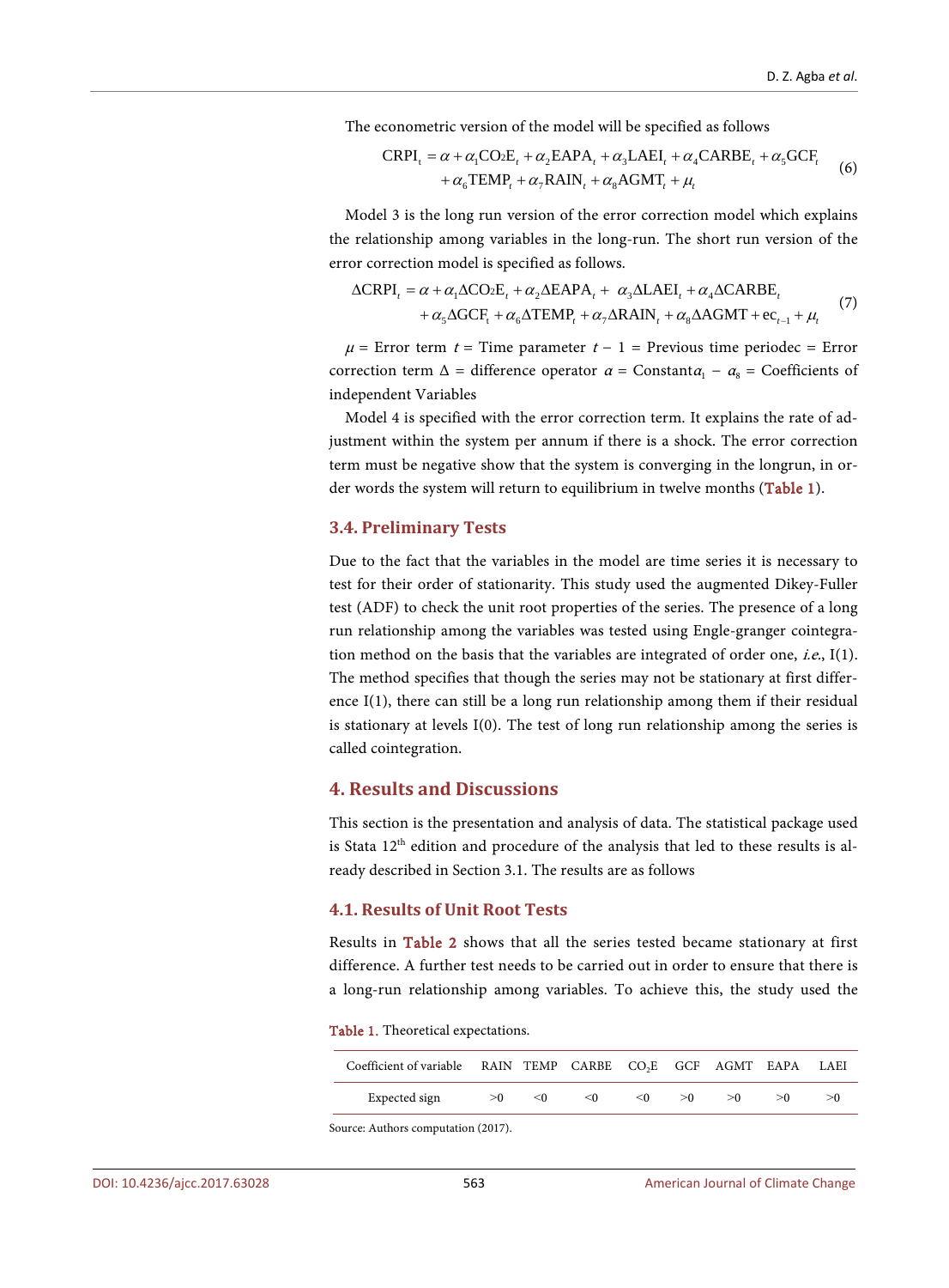The econometric version of the model will be specified as follows

$$\mathrm{CRPI_t} = \alpha + \alpha_1 \mathrm{CO_2E}_t + \alpha_2 \mathrm{EAPA}_t + \alpha_3 \mathrm{LAEI}_t + \alpha_4 \mathrm{CARBE}_t + \alpha_5 \mathrm{GCF}_t + \alpha_6 \mathrm{TEMP}_t + \alpha_7 \mathrm{RAIN}_t + \alpha_8 \mathrm{AGMT}_t + \mu_t \quad (6)$$

Model 3 is the long run version of the error correction model which explains the relationship among variables in the long-run. The short run version of the error correction model is specified as follows.

$$\Delta \mathrm{CRPI}_t = \alpha + \alpha_1 \Delta \mathrm{CO_2E}_t + \alpha_2 \Delta \mathrm{EAPA}_t + \alpha_3 \Delta \mathrm{LAEI}_t + \alpha_4 \Delta \mathrm{CARBE}_t + \alpha_5 \Delta \mathrm{GCF_t} + \alpha_6 \Delta \mathrm{TEMP}_t + \alpha_7 \Delta \mathrm{RAIN}_t + \alpha_8 \Delta \mathrm{AGMT} + \mathrm{ec}_{t-1} + \mu_t \quad (7)$$

$\mu$ = Error term $t$ = Time parameter $t - 1$ = Previous time periodec = Error correction term $\Delta$ = difference operator $\alpha$ = Constant$\alpha_1 - \alpha_8$ = Coefficients of independent Variables

Model 4 is specified with the error correction term. It explains the rate of adjustment within the system per annum if there is a shock. The error correction term must be negative show that the system is converging in the longrun, in order words the system will return to equilibrium in twelve months (Table 1).

### 3.4. Preliminary Tests

Due to the fact that the variables in the model are time series it is necessary to test for their order of stationarity. This study used the augmented Dikey-Fuller test (ADF) to check the unit root properties of the series. The presence of a long run relationship among the variables was tested using Engle-granger cointegration method on the basis that the variables are integrated of order one, *i.e.*, I(1). The method specifies that though the series may not be stationary at first difference I(1), there can still be a long run relationship among them if their residual is stationary at levels I(0). The test of long run relationship among the series is called cointegration.

## 4. Results and Discussions

This section is the presentation and analysis of data. The statistical package used is Stata 12th edition and procedure of the analysis that led to these results is already described in Section 3.1. The results are as follows

### 4.1. Results of Unit Root Tests

Results in Table 2 shows that all the series tested became stationary at first difference. A further test needs to be carried out in order to ensure that there is a long-run relationship among variables. To achieve this, the study used the

Table 1. Theoretical expectations.

| Coefficient of variable | RAIN | TEMP | CARBE | $CO_2E$ | GCF | AGMT | EAPA | LAEI |
|---|---|---|---|---|---|---|---|---|
| Expected sign | >0 | <0 | <0 | <0 | >0 | >0 | >0 | >0 |

Source: Authors computation (2017).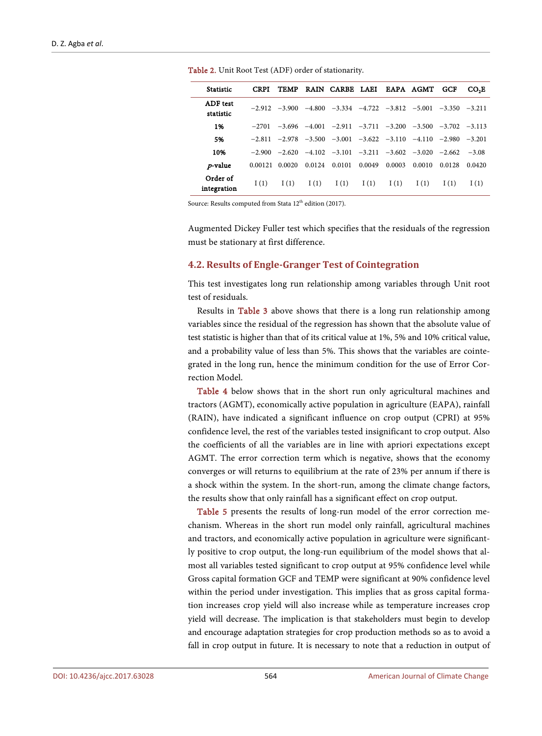Table 2. Unit Root Test (ADF) order of stationarity.

| Statistic | CRPI | TEMP | RAIN | CARBE | LAEI | EAPA | AGMT | GCF | $CO_2E$ |
|---|---|---|---|---|---|---|---|---|---|
| ADF test statistic | −2.912 | −3.900 | −4.800 | −3.334 | −4.722 | −3.812 | −5.001 | −3.350 | −3.211 |
| 1% | −2701 | −3.696 | −4.001 | −2.911 | −3.711 | −3.200 | −3.500 | −3.702 | −3.113 |
| 5% | −2.811 | −2.978 | −3.500 | −3.001 | −3.622 | −3.110 | −4.110 | −2.980 | −3.201 |
| 10% | −2.900 | −2.620 | −4.102 | −3.101 | −3.211 | −3.602 | −3.020 | −2.662 | −3.08 |
| *p*-value | 0.00121 | 0.0020 | 0.0124 | 0.0101 | 0.0049 | 0.0003 | 0.0010 | 0.0128 | 0.0420 |
| Order of integration | I (1) | I (1) | I (1) | I (1) | I (1) | I (1) | I (1) | I (1) | I (1) |

Source: Results computed from Stata 12th edition (2017).

Augmented Dickey Fuller test which specifies that the residuals of the regression must be stationary at first difference.

## 4.2. Results of Engle-Granger Test of Cointegration

This test investigates long run relationship among variables through Unit root test of residuals.

Results in Table 3 above shows that there is a long run relationship among variables since the residual of the regression has shown that the absolute value of test statistic is higher than that of its critical value at 1%, 5% and 10% critical value, and a probability value of less than 5%. This shows that the variables are cointegrated in the long run, hence the minimum condition for the use of Error Correction Model.

Table 4 below shows that in the short run only agricultural machines and tractors (AGMT), economically active population in agriculture (EAPA), rainfall (RAIN), have indicated a significant influence on crop output (CPRI) at 95% confidence level, the rest of the variables tested insignificant to crop output. Also the coefficients of all the variables are in line with apriori expectations except AGMT. The error correction term which is negative, shows that the economy converges or will returns to equilibrium at the rate of 23% per annum if there is a shock within the system. In the short-run, among the climate change factors, the results show that only rainfall has a significant effect on crop output.

Table 5 presents the results of long-run model of the error correction mechanism. Whereas in the short run model only rainfall, agricultural machines and tractors, and economically active population in agriculture were significantly positive to crop output, the long-run equilibrium of the model shows that almost all variables tested significant to crop output at 95% confidence level while Gross capital formation GCF and TEMP were significant at 90% confidence level within the period under investigation. This implies that as gross capital formation increases crop yield will also increase while as temperature increases crop yield will decrease. The implication is that stakeholders must begin to develop and encourage adaptation strategies for crop production methods so as to avoid a fall in crop output in future. It is necessary to note that a reduction in output of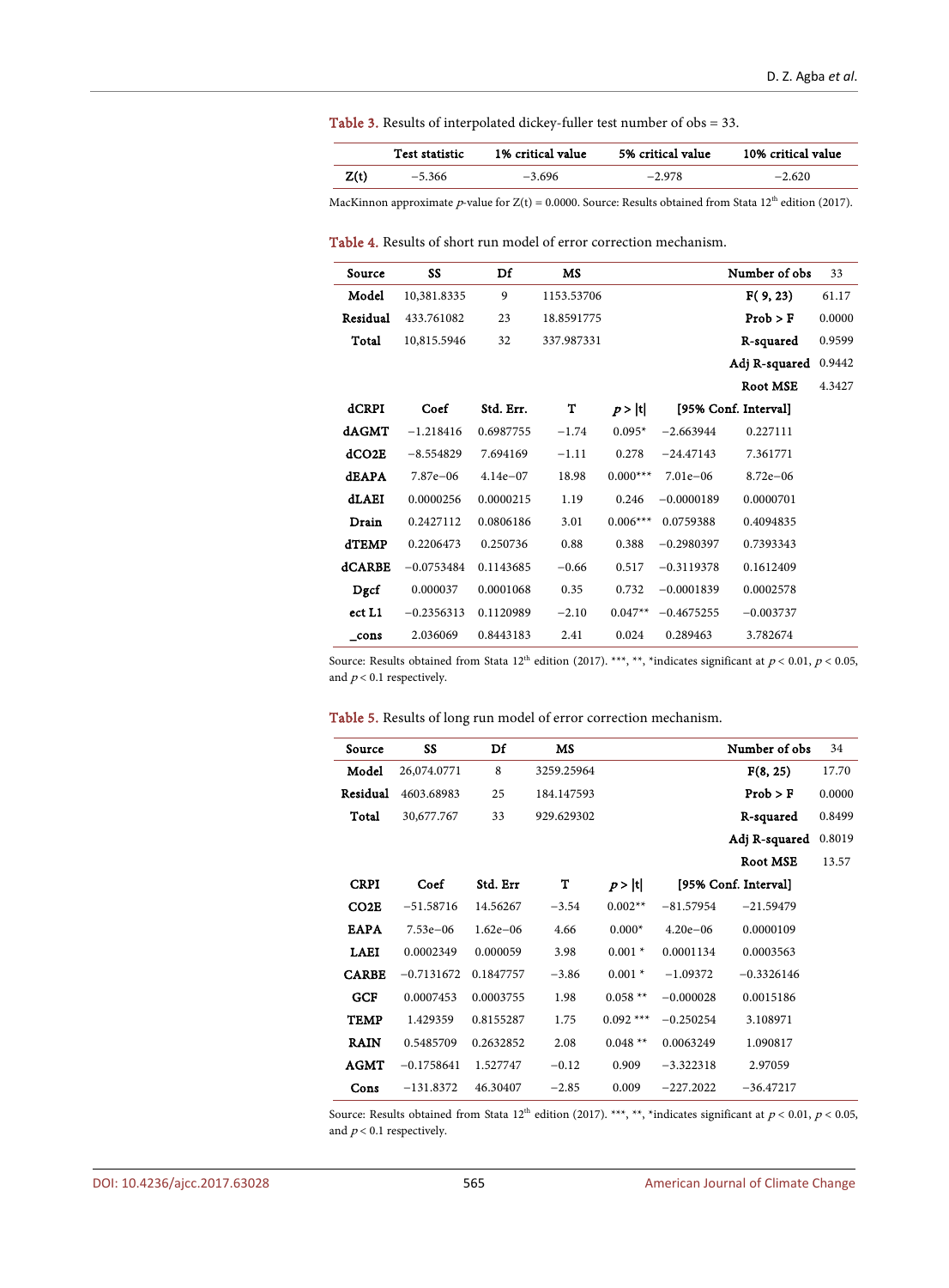Table 3. Results of interpolated dickey-fuller test number of obs = 33.

| | Test statistic | 1% critical value | 5% critical value | 10% critical value |
|---|---|---|---|---|
| Z(t) | −5.366 | −3.696 | −2.978 | −2.620 |

MacKinnon approximate *p*-value for Z(t) = 0.0000. Source: Results obtained from Stata 12th edition (2017).

Table 4. Results of short run model of error correction mechanism.

| Source | SS | Df | MS | | | Number of obs | 33 |
|---|---|---|---|---|---|---|---|
| Model | 10,381.8335 | 9 | 1153.53706 | | | F( 9, 23) | 61.17 |
| Residual | 433.761082 | 23 | 18.8591775 | | | Prob > F | 0.0000 |
| Total | 10,815.5946 | 32 | 337.987331 | | | R-squared | 0.9599 |
| | | | | | | Adj R-squared | 0.9442 |
| | | | | | | Root MSE | 4.3427 |
| dCRPI | Coef | Std. Err. | T | $p > \|t\|$ | [95% Conf. Interval] | | |
| dAGMT | −1.218416 | 0.6987755 | −1.74 | 0.095* | −2.663944 | 0.227111 | |
| dCO2E | −8.554829 | 7.694169 | −1.11 | 0.278 | −24.47143 | 7.361771 | |
| dEAPA | 7.87e−06 | 4.14e−07 | 18.98 | 0.000*** | 7.01e−06 | 8.72e−06 | |
| dLAEI | 0.0000256 | 0.0000215 | 1.19 | 0.246 | −0.0000189 | 0.0000701 | |
| Drain | 0.2427112 | 0.0806186 | 3.01 | 0.006*** | 0.0759388 | 0.4094835 | |
| dTEMP | 0.2206473 | 0.250736 | 0.88 | 0.388 | −0.2980397 | 0.7393343 | |
| dCARBE | −0.0753484 | 0.1143685 | −0.66 | 0.517 | −0.3119378 | 0.1612409 | |
| Dgcf | 0.000037 | 0.0001068 | 0.35 | 0.732 | −0.0001839 | 0.0002578 | |
| ect L1 | −0.2356313 | 0.1120989 | −2.10 | 0.047** | −0.4675255 | −0.003737 | |
| _cons | 2.036069 | 0.8443183 | 2.41 | 0.024 | 0.289463 | 3.782674 | |

Source: Results obtained from Stata 12th edition (2017). ***, **, *indicates significant at $p < 0.01$, $p < 0.05$, and $p < 0.1$ respectively.

Table 5. Results of long run model of error correction mechanism.

| Source | SS | Df | MS | | | Number of obs | 34 |
|---|---|---|---|---|---|---|---|
| Model | 26,074.0771 | 8 | 3259.25964 | | | F(8, 25) | 17.70 |
| Residual | 4603.68983 | 25 | 184.147593 | | | Prob > F | 0.0000 |
| Total | 30,677.767 | 33 | 929.629302 | | | R-squared | 0.8499 |
| | | | | | | Adj R-squared | 0.8019 |
| | | | | | | Root MSE | 13.57 |
| CRPI | Coef | Std. Err | T | $p > \|t\|$ | [95% Conf. Interval] | | |
| CO2E | −51.58716 | 14.56267 | −3.54 | 0.002** | −81.57954 | −21.59479 | |
| EAPA | 7.53e−06 | 1.62e−06 | 4.66 | 0.000* | 4.20e−06 | 0.0000109 | |
| LAEI | 0.0002349 | 0.000059 | 3.98 | 0.001 * | 0.0001134 | 0.0003563 | |
| CARBE | −0.7131672 | 0.1847757 | −3.86 | 0.001 * | −1.09372 | −0.3326146 | |
| GCF | 0.0007453 | 0.0003755 | 1.98 | 0.058 ** | −0.000028 | 0.0015186 | |
| TEMP | 1.429359 | 0.8155287 | 1.75 | 0.092 *** | −0.250254 | 3.108971 | |
| RAIN | 0.5485709 | 0.2632852 | 2.08 | 0.048 ** | 0.0063249 | 1.090817 | |
| AGMT | −0.1758641 | 1.527747 | −0.12 | 0.909 | −3.322318 | 2.97059 | |
| Cons | −131.8372 | 46.30407 | −2.85 | 0.009 | −227.2022 | −36.47217 | |

Source: Results obtained from Stata 12th edition (2017). ***, **, *indicates significant at $p < 0.01$, $p < 0.05$, and $p < 0.1$ respectively.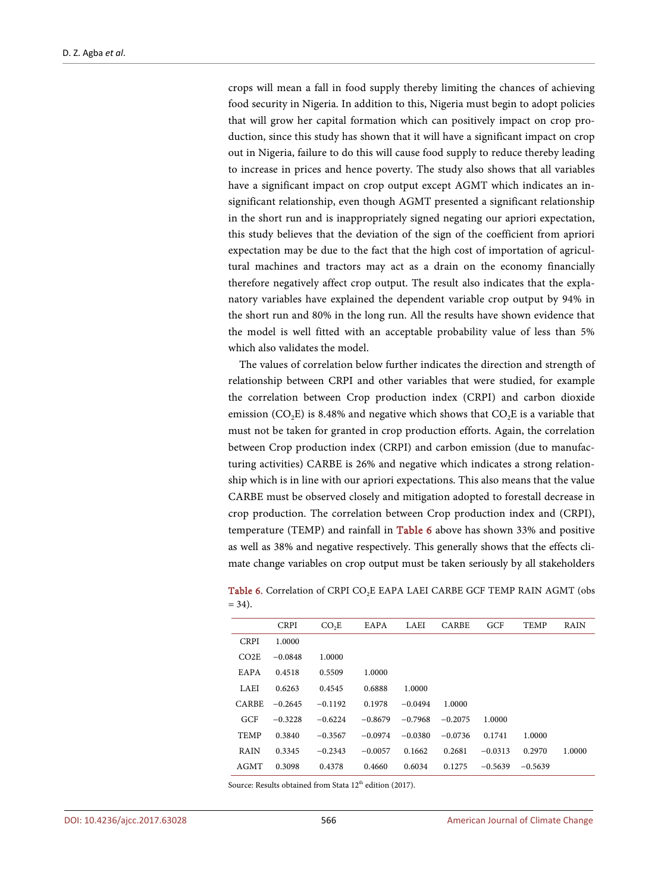crops will mean a fall in food supply thereby limiting the chances of achieving food security in Nigeria. In addition to this, Nigeria must begin to adopt policies that will grow her capital formation which can positively impact on crop production, since this study has shown that it will have a significant impact on crop out in Nigeria, failure to do this will cause food supply to reduce thereby leading to increase in prices and hence poverty. The study also shows that all variables have a significant impact on crop output except AGMT which indicates an insignificant relationship, even though AGMT presented a significant relationship in the short run and is inappropriately signed negating our apriori expectation, this study believes that the deviation of the sign of the coefficient from apriori expectation may be due to the fact that the high cost of importation of agricultural machines and tractors may act as a drain on the economy financially therefore negatively affect crop output. The result also indicates that the explanatory variables have explained the dependent variable crop output by 94% in the short run and 80% in the long run. All the results have shown evidence that the model is well fitted with an acceptable probability value of less than 5% which also validates the model.

The values of correlation below further indicates the direction and strength of relationship between CRPI and other variables that were studied, for example the correlation between Crop production index (CRPI) and carbon dioxide emission ($CO_2E$) is 8.48% and negative which shows that $CO_2E$ is a variable that must not be taken for granted in crop production efforts. Again, the correlation between Crop production index (CRPI) and carbon emission (due to manufacturing activities) CARBE is 26% and negative which indicates a strong relationship which is in line with our apriori expectations. This also means that the value CARBE must be observed closely and mitigation adopted to forestall decrease in crop production. The correlation between Crop production index and (CRPI), temperature (TEMP) and rainfall in Table 6 above has shown 33% and positive as well as 38% and negative respectively. This generally shows that the effects climate change variables on crop output must be taken seriously by all stakeholders

Table 6. Correlation of CRPI $CO_2E$ EAPA LAEI CARBE GCF TEMP RAIN AGMT (obs = 34).

| | CRPI | $CO_2E$ | EAPA | LAEI | CARBE | GCF | TEMP | RAIN |
|---|---|---|---|---|---|---|---|---|
| CRPI | 1.0000 | | | | | | | |
| CO2E | −0.0848 | 1.0000 | | | | | | |
| EAPA | 0.4518 | 0.5509 | 1.0000 | | | | | |
| LAEI | 0.6263 | 0.4545 | 0.6888 | 1.0000 | | | | |
| CARBE | −0.2645 | −0.1192 | 0.1978 | −0.0494 | 1.0000 | | | |
| GCF | −0.3228 | −0.6224 | −0.8679 | −0.7968 | −0.2075 | 1.0000 | | |
| TEMP | 0.3840 | −0.3567 | −0.0974 | −0.0380 | −0.0736 | 0.1741 | 1.0000 | |
| RAIN | 0.3345 | −0.2343 | −0.0057 | 0.1662 | 0.2681 | −0.0313 | 0.2970 | 1.0000 |
| AGMT | 0.3098 | 0.4378 | 0.4660 | 0.6034 | 0.1275 | −0.5639 | −0.5639 | |

Source: Results obtained from Stata 12th edition (2017).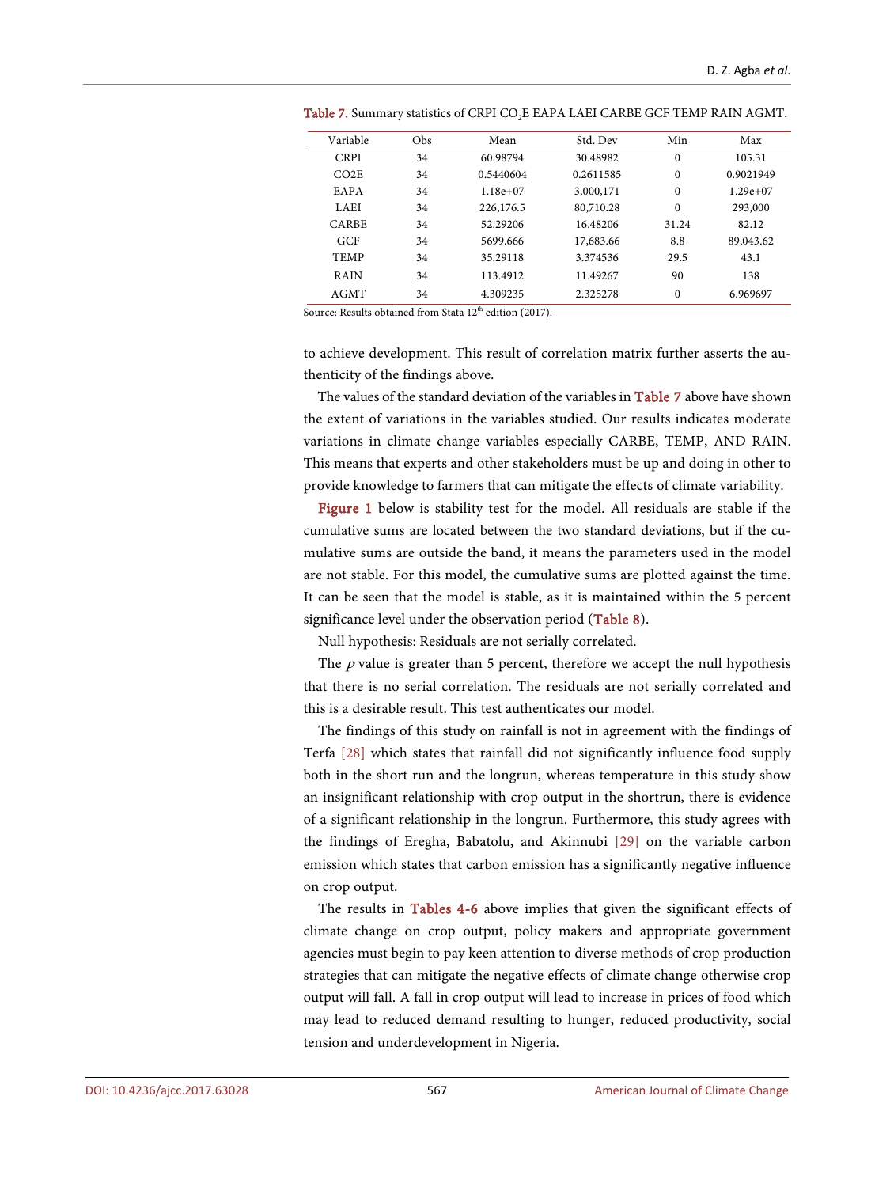Table 7. Summary statistics of CRPI $CO_2E$ EAPA LAEI CARBE GCF TEMP RAIN AGMT.

| Variable | Obs | Mean | Std. Dev | Min | Max |
|---|---|---|---|---|---|
| CRPI | 34 | 60.98794 | 30.48982 | 0 | 105.31 |
| CO2E | 34 | 0.5440604 | 0.2611585 | 0 | 0.9021949 |
| EAPA | 34 | 1.18e+07 | 3,000,171 | 0 | 1.29e+07 |
| LAEI | 34 | 226,176.5 | 80,710.28 | 0 | 293,000 |
| CARBE | 34 | 52.29206 | 16.48206 | 31.24 | 82.12 |
| GCF | 34 | 5699.666 | 17,683.66 | 8.8 | 89,043.62 |
| TEMP | 34 | 35.29118 | 3.374536 | 29.5 | 43.1 |
| RAIN | 34 | 113.4912 | 11.49267 | 90 | 138 |
| AGMT | 34 | 4.309235 | 2.325278 | 0 | 6.969697 |

Source: Results obtained from Stata 12th edition (2017).

to achieve development. This result of correlation matrix further asserts the authenticity of the findings above.

The values of the standard deviation of the variables in Table 7 above have shown the extent of variations in the variables studied. Our results indicates moderate variations in climate change variables especially CARBE, TEMP, AND RAIN. This means that experts and other stakeholders must be up and doing in other to provide knowledge to farmers that can mitigate the effects of climate variability.

Figure 1 below is stability test for the model. All residuals are stable if the cumulative sums are located between the two standard deviations, but if the cumulative sums are outside the band, it means the parameters used in the model are not stable. For this model, the cumulative sums are plotted against the time. It can be seen that the model is stable, as it is maintained within the 5 percent significance level under the observation period (Table 8).

Null hypothesis: Residuals are not serially correlated.

The $p$ value is greater than 5 percent, therefore we accept the null hypothesis that there is no serial correlation. The residuals are not serially correlated and this is a desirable result. This test authenticates our model.

The findings of this study on rainfall is not in agreement with the findings of Terfa [28] which states that rainfall did not significantly influence food supply both in the short run and the longrun, whereas temperature in this study show an insignificant relationship with crop output in the shortrun, there is evidence of a significant relationship in the longrun. Furthermore, this study agrees with the findings of Eregha, Babatolu, and Akinnubi [29] on the variable carbon emission which states that carbon emission has a significantly negative influence on crop output.

The results in Tables 4-6 above implies that given the significant effects of climate change on crop output, policy makers and appropriate government agencies must begin to pay keen attention to diverse methods of crop production strategies that can mitigate the negative effects of climate change otherwise crop output will fall. A fall in crop output will lead to increase in prices of food which may lead to reduced demand resulting to hunger, reduced productivity, social tension and underdevelopment in Nigeria.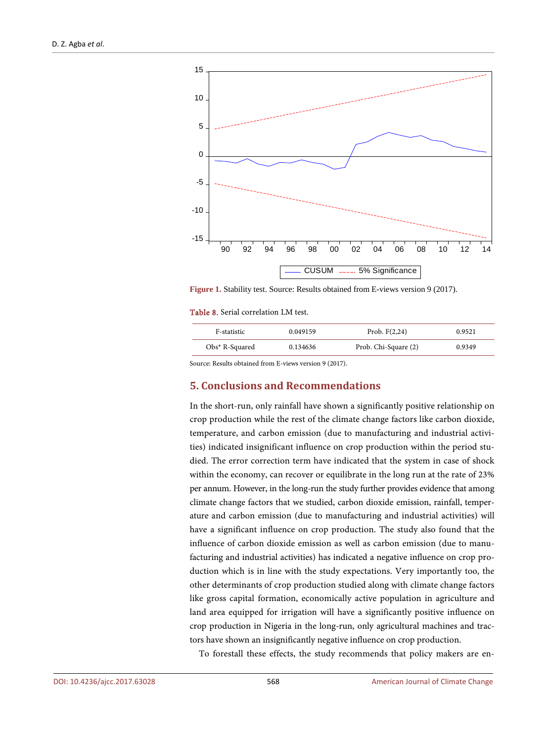Figure 1. Stability test. Source: Results obtained from E-views version 9 (2017).

Table 8. Serial correlation LM test.

| F-statistic | 0.049159 | Prob. F(2,24) | 0.9521 |
|---|---|---|---|
| Obs* R-Squared | 0.134636 | Prob. Chi-Square (2) | 0.9349 |

Source: Results obtained from E-views version 9 (2017).

## 5. Conclusions and Recommendations

In the short-run, only rainfall have shown a significantly positive relationship on crop production while the rest of the climate change factors like carbon dioxide, temperature, and carbon emission (due to manufacturing and industrial activities) indicated insignificant influence on crop production within the period studied. The error correction term have indicated that the system in case of shock within the economy, can recover or equilibrate in the long run at the rate of 23% per annum. However, in the long-run the study further provides evidence that among climate change factors that we studied, carbon dioxide emission, rainfall, temperature and carbon emission (due to manufacturing and industrial activities) will have a significant influence on crop production. The study also found that the influence of carbon dioxide emission as well as carbon emission (due to manufacturing and industrial activities) has indicated a negative influence on crop production which is in line with the study expectations. Very importantly too, the other determinants of crop production studied along with climate change factors like gross capital formation, economically active population in agriculture and land area equipped for irrigation will have a significantly positive influence on crop production in Nigeria in the long-run, only agricultural machines and tractors have shown an insignificantly negative influence on crop production.

To forestall these effects, the study recommends that policy makers are en-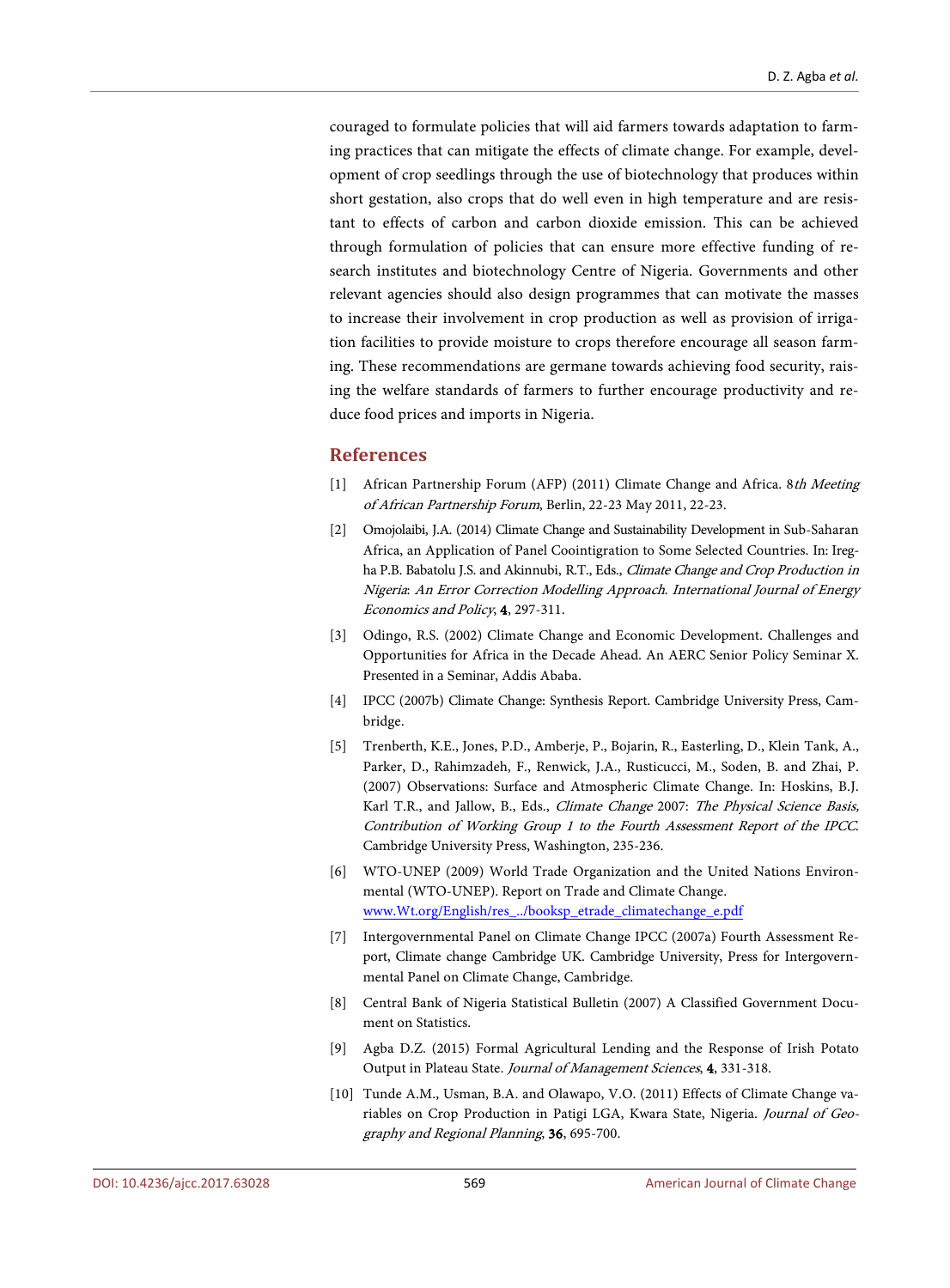couraged to formulate policies that will aid farmers towards adaptation to farming practices that can mitigate the effects of climate change. For example, development of crop seedlings through the use of biotechnology that produces within short gestation, also crops that do well even in high temperature and are resistant to effects of carbon and carbon dioxide emission. This can be achieved through formulation of policies that can ensure more effective funding of research institutes and biotechnology Centre of Nigeria. Governments and other relevant agencies should also design programmes that can motivate the masses to increase their involvement in crop production as well as provision of irrigation facilities to provide moisture to crops therefore encourage all season farming. These recommendations are germane towards achieving food security, raising the welfare standards of farmers to further encourage productivity and reduce food prices and imports in Nigeria.

## References

[1] African Partnership Forum (AFP) (2011) Climate Change and Africa. 8*th Meeting of African Partnership Forum*, Berlin, 22-23 May 2011, 22-23.

[2] Omojolaibi, J.A. (2014) Climate Change and Sustainability Development in Sub-Saharan Africa, an Application of Panel Coointigration to Some Selected Countries. In: Iregha P.B. Babatolu J.S. and Akinnubi, R.T., Eds., *Climate Change and Crop Production in Nigeria*: *An Error Correction Modelling Approach*. *International Journal of Energy Economics and Policy*, **4**, 297-311.

[3] Odingo, R.S. (2002) Climate Change and Economic Development. Challenges and Opportunities for Africa in the Decade Ahead. An AERC Senior Policy Seminar X. Presented in a Seminar, Addis Ababa.

[4] IPCC (2007b) Climate Change: Synthesis Report. Cambridge University Press, Cambridge.

[5] Trenberth, K.E., Jones, P.D., Amberje, P., Bojarin, R., Easterling, D., Klein Tank, A., Parker, D., Rahimzadeh, F., Renwick, J.A., Rusticucci, M., Soden, B. and Zhai, P. (2007) Observations: Surface and Atmospheric Climate Change. In: Hoskins, B.J. Karl T.R., and Jallow, B., Eds., *Climate Change* 2007: *The Physical Science Basis, Contribution of Working Group 1 to the Fourth Assessment Report of the IPCC*. Cambridge University Press, Washington, 235-236.

[6] WTO-UNEP (2009) World Trade Organization and the United Nations Environmental (WTO-UNEP). Report on Trade and Climate Change. www.Wt.org/English/res_../booksp_etrade_climatechange_e.pdf

[7] Intergovernmental Panel on Climate Change IPCC (2007a) Fourth Assessment Report, Climate change Cambridge UK. Cambridge University, Press for Intergovernmental Panel on Climate Change, Cambridge.

[8] Central Bank of Nigeria Statistical Bulletin (2007) A Classified Government Document on Statistics.

[9] Agba D.Z. (2015) Formal Agricultural Lending and the Response of Irish Potato Output in Plateau State. *Journal of Management Sciences*, **4**, 331-318.

[10] Tunde A.M., Usman, B.A. and Olawapo, V.O. (2011) Effects of Climate Change variables on Crop Production in Patigi LGA, Kwara State, Nigeria. *Journal of Geography and Regional Planning*, **36**, 695-700.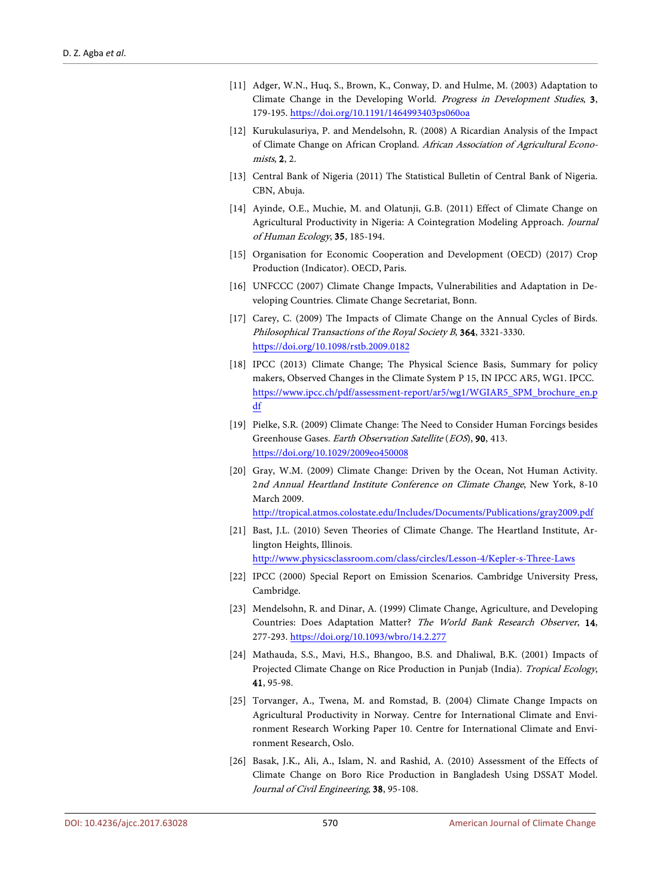[11] Adger, W.N., Huq, S., Brown, K., Conway, D. and Hulme, M. (2003) Adaptation to Climate Change in the Developing World. *Progress in Development Studies*, **3**, 179-195. https://doi.org/10.1191/1464993403ps060oa

[12] Kurukulasuriya, P. and Mendelsohn, R. (2008) A Ricardian Analysis of the Impact of Climate Change on African Cropland. *African Association of Agricultural Economists*, **2**, 2.

[13] Central Bank of Nigeria (2011) The Statistical Bulletin of Central Bank of Nigeria. CBN, Abuja.

[14] Ayinde, O.E., Muchie, M. and Olatunji, G.B. (2011) Effect of Climate Change on Agricultural Productivity in Nigeria: A Cointegration Modeling Approach. *Journal of Human Ecology*, **35**, 185-194.

[15] Organisation for Economic Cooperation and Development (OECD) (2017) Crop Production (Indicator). OECD, Paris.

[16] UNFCCC (2007) Climate Change Impacts, Vulnerabilities and Adaptation in Developing Countries. Climate Change Secretariat, Bonn.

[17] Carey, C. (2009) The Impacts of Climate Change on the Annual Cycles of Birds. *Philosophical Transactions of the Royal Society B*, **364**, 3321-3330. https://doi.org/10.1098/rstb.2009.0182

[18] IPCC (2013) Climate Change; The Physical Science Basis, Summary for policy makers, Observed Changes in the Climate System P 15, IN IPCC AR5, WG1. IPCC. https://www.ipcc.ch/pdf/assessment-report/ar5/wg1/WGIAR5_SPM_brochure_en.pdf

[19] Pielke, S.R. (2009) Climate Change: The Need to Consider Human Forcings besides Greenhouse Gases. *Earth Observation Satellite* (*EOS*), **90**, 413. https://doi.org/10.1029/2009eo450008

[20] Gray, W.M. (2009) Climate Change: Driven by the Ocean, Not Human Activity. 2*nd Annual Heartland Institute Conference on Climate Change*, New York, 8-10 March 2009. http://tropical.atmos.colostate.edu/Includes/Documents/Publications/gray2009.pdf

[21] Bast, J.L. (2010) Seven Theories of Climate Change. The Heartland Institute, Arlington Heights, Illinois. http://www.physicsclassroom.com/class/circles/Lesson-4/Kepler-s-Three-Laws

[22] IPCC (2000) Special Report on Emission Scenarios. Cambridge University Press, Cambridge.

[23] Mendelsohn, R. and Dinar, A. (1999) Climate Change, Agriculture, and Developing Countries: Does Adaptation Matter? *The World Bank Research Observer*, **14**, 277-293. https://doi.org/10.1093/wbro/14.2.277

[24] Mathauda, S.S., Mavi, H.S., Bhangoo, B.S. and Dhaliwal, B.K. (2001) Impacts of Projected Climate Change on Rice Production in Punjab (India). *Tropical Ecology*, **41**, 95-98.

[25] Torvanger, A., Twena, M. and Romstad, B. (2004) Climate Change Impacts on Agricultural Productivity in Norway. Centre for International Climate and Environment Research Working Paper 10. Centre for International Climate and Environment Research, Oslo.

[26] Basak, J.K., Ali, A., Islam, N. and Rashid, A. (2010) Assessment of the Effects of Climate Change on Boro Rice Production in Bangladesh Using DSSAT Model. *Journal of Civil Engineering*, **38**, 95-108.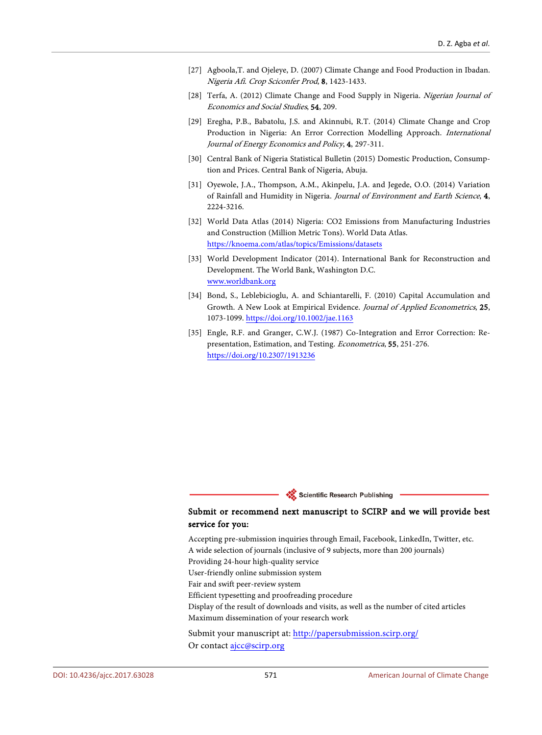[27] Agboola,T. and Ojeleye, D. (2007) Climate Change and Food Production in Ibadan. *Nigeria Afi. Crop Sciconfer Prod*, **8**, 1423-1433.

[28] Terfa, A. (2012) Climate Change and Food Supply in Nigeria. *Nigerian Journal of Economics and Social Studies*, **54**, 209.

[29] Eregha, P.B., Babatolu, J.S. and Akinnubi, R.T. (2014) Climate Change and Crop Production in Nigeria: An Error Correction Modelling Approach. *International Journal of Energy Economics and Policy*, **4**, 297-311.

[30] Central Bank of Nigeria Statistical Bulletin (2015) Domestic Production, Consumption and Prices. Central Bank of Nigeria, Abuja.

[31] Oyewole, J.A., Thompson, A.M., Akinpelu, J.A. and Jegede, O.O. (2014) Variation of Rainfall and Humidity in Nigeria. *Journal of Environment and Earth Science*, **4**, 2224-3216.

[32] World Data Atlas (2014) Nigeria: CO2 Emissions from Manufacturing Industries and Construction (Million Metric Tons). World Data Atlas. https://knoema.com/atlas/topics/Emissions/datasets

[33] World Development Indicator (2014). International Bank for Reconstruction and Development. The World Bank, Washington D.C. www.worldbank.org

[34] Bond, S., Leblebicioglu, A. and Schiantarelli, F. (2010) Capital Accumulation and Growth. A New Look at Empirical Evidence. *Journal of Applied Econometrics*, **25**, 1073-1099. https://doi.org/10.1002/jae.1163

[35] Engle, R.F. and Granger, C.W.J. (1987) Co-Integration and Error Correction: Representation, Estimation, and Testing. *Econometrica*, **55**, 251-276. https://doi.org/10.2307/1913236

Scientific Research Publishing

**Submit or recommend next manuscript to SCIRP and we will provide best service for you:**

Accepting pre-submission inquiries through Email, Facebook, LinkedIn, Twitter, etc.
A wide selection of journals (inclusive of 9 subjects, more than 200 journals)
Providing 24-hour high-quality service
User-friendly online submission system
Fair and swift peer-review system
Efficient typesetting and proofreading procedure
Display of the result of downloads and visits, as well as the number of cited articles
Maximum dissemination of your research work

Submit your manuscript at: http://papersubmission.scirp.org/
Or contact ajcc@scirp.org